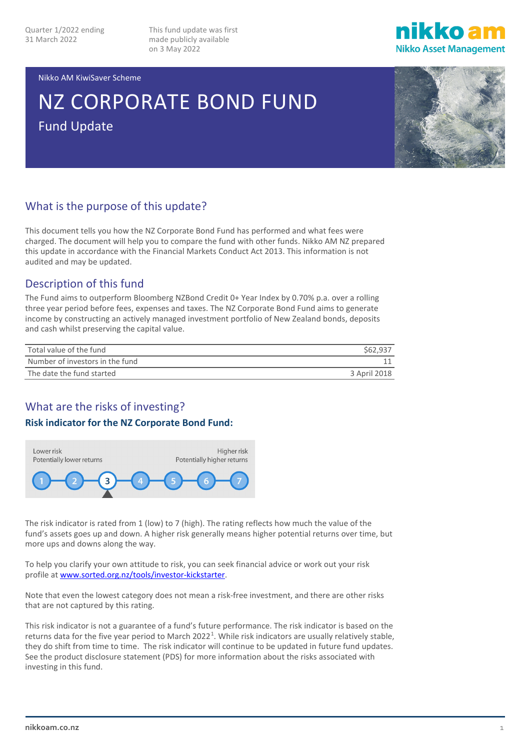Quarter 1/2022 ending
31 March 2022

This fund update was first made publicly available on 3 May 2022

Nikko AM KiwiSaver Scheme

# NZ CORPORATE BOND FUND

## Fund Update

## What is the purpose of this update?

This document tells you how the NZ Corporate Bond Fund has performed and what fees were charged. The document will help you to compare the fund with other funds. Nikko AM NZ prepared this update in accordance with the Financial Markets Conduct Act 2013. This information is not audited and may be updated.

## Description of this fund

The Fund aims to outperform Bloomberg NZBond Credit 0+ Year Index by 0.70% p.a. over a rolling three year period before fees, expenses and taxes. The NZ Corporate Bond Fund aims to generate income by constructing an actively managed investment portfolio of New Zealand bonds, deposits and cash whilst preserving the capital value.

| | |
|---|---|
| Total value of the fund | $62,937 |
| Number of investors in the fund | 11 |
| The date the fund started | 3 April 2018 |

## What are the risks of investing?

### Risk indicator for the NZ Corporate Bond Fund:

Lower risk
Potentially lower returns

Higher risk
Potentially higher returns

1 2 **3** 4 5 6 7

The risk indicator is rated from 1 (low) to 7 (high). The rating reflects how much the value of the fund's assets goes up and down. A higher risk generally means higher potential returns over time, but more ups and downs along the way.

To help you clarify your own attitude to risk, you can seek financial advice or work out your risk profile at www.sorted.org.nz/tools/investor-kickstarter.

Note that even the lowest category does not mean a risk-free investment, and there are other risks that are not captured by this rating.

This risk indicator is not a guarantee of a fund's future performance. The risk indicator is based on the returns data for the five year period to March 2022[1]. While risk indicators are usually relatively stable, they do shift from time to time. The risk indicator will continue to be updated in future fund updates. See the product disclosure statement (PDS) for more information about the risks associated with investing in this fund.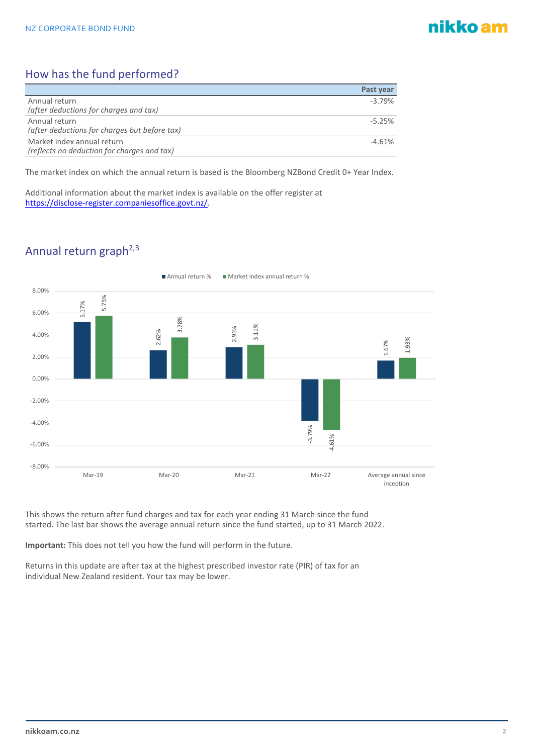## How has the fund performed?

| | Past year |
|---|---|
| Annual return<br>*(after deductions for charges and tax)* | -3.79% |
| Annual return<br>*(after deductions for charges but before tax)* | -5.25% |
| Market index annual return<br>*(reflects no deduction for charges and tax)* | -4.61% |

The market index on which the annual return is based is the Bloomberg NZBond Credit 0+ Year Index.

Additional information about the market index is available on the offer register at https://disclose-register.companiesoffice.govt.nz/.

## Annual return graph[2,3]

| | Annual return % | Market index annual return % |
|---|---|---|
| Mar-19 | 5.17% | 5.75% |
| Mar-20 | 2.62% | 3.78% |
| Mar-21 | 2.91% | 3.11% |
| Mar-22 | -3.79% | -4.61% |
| Average annual since inception | 1.67% | 1.93% |

This shows the return after fund charges and tax for each year ending 31 March since the fund started. The last bar shows the average annual return since the fund started, up to 31 March 2022.

**Important:** This does not tell you how the fund will perform in the future.

Returns in this update are after tax at the highest prescribed investor rate (PIR) of tax for an individual New Zealand resident. Your tax may be lower.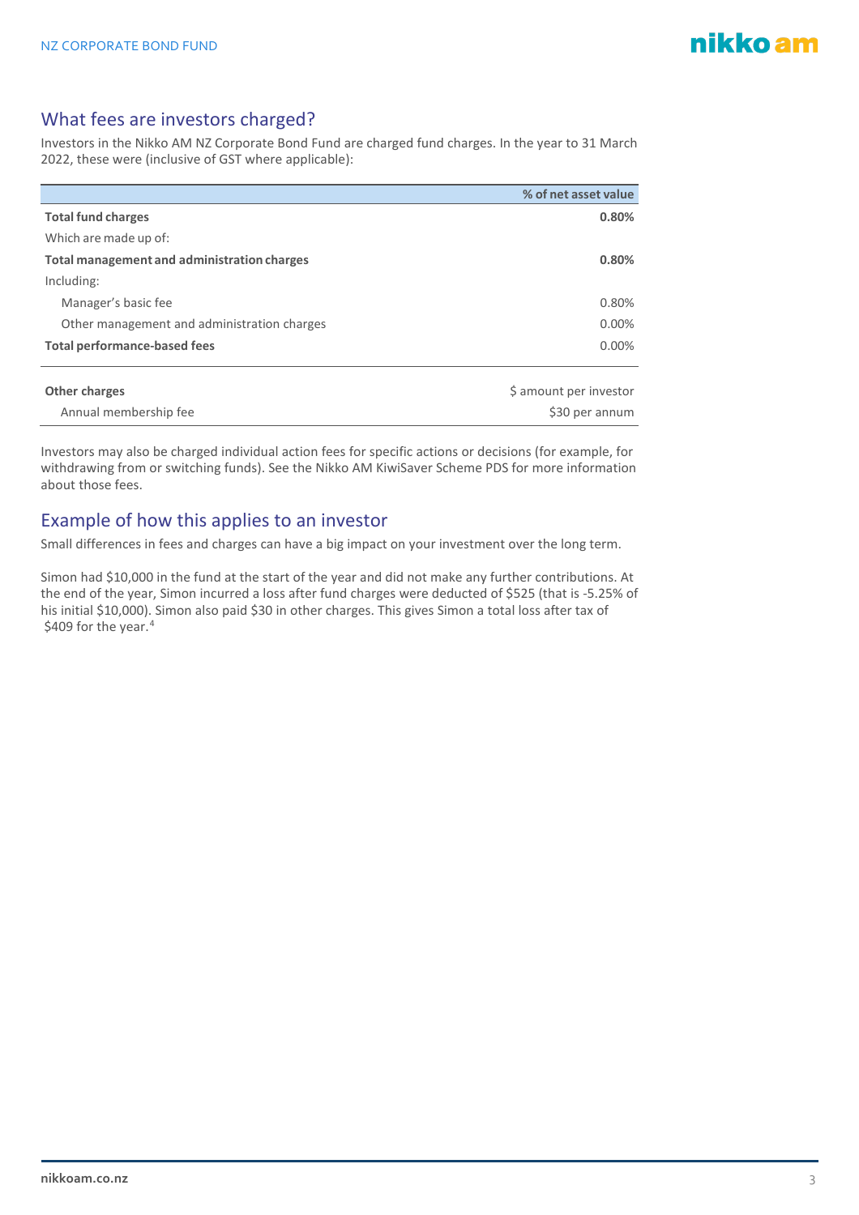## What fees are investors charged?

Investors in the Nikko AM NZ Corporate Bond Fund are charged fund charges. In the year to 31 March 2022, these were (inclusive of GST where applicable):

| | % of net asset value |
|---|---|
| **Total fund charges** | **0.80%** |
| Which are made up of: | |
| **Total management and administration charges** | **0.80%** |
| Including: | |
| Manager's basic fee | 0.80% |
| Other management and administration charges | 0.00% |
| **Total performance-based fees** | 0.00% |

| **Other charges** | $ amount per investor |
|---|---|
| Annual membership fee | $30 per annum |

Investors may also be charged individual action fees for specific actions or decisions (for example, for withdrawing from or switching funds). See the Nikko AM KiwiSaver Scheme PDS for more information about those fees.

## Example of how this applies to an investor

Small differences in fees and charges can have a big impact on your investment over the long term.

Simon had $10,000 in the fund at the start of the year and did not make any further contributions. At the end of the year, Simon incurred a loss after fund charges were deducted of $525 (that is -5.25% of his initial $10,000). Simon also paid $30 in other charges. This gives Simon a total loss after tax of $409 for the year.[4]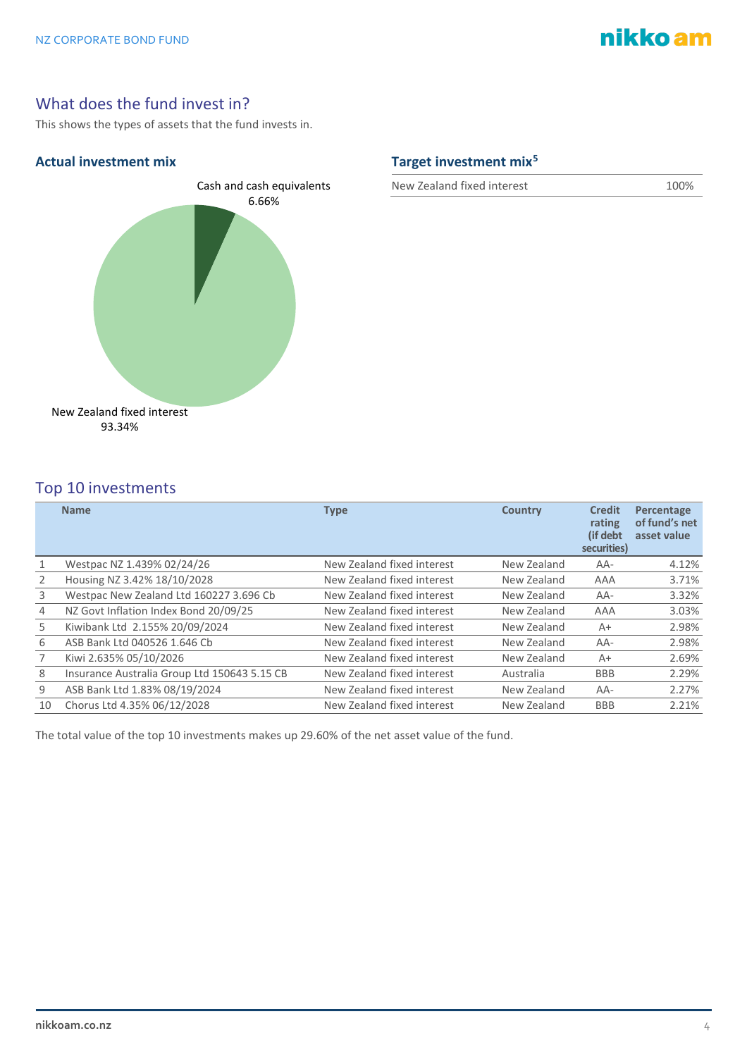## What does the fund invest in?

This shows the types of assets that the fund invests in.

### Actual investment mix

Cash and cash equivalents 6.66%

New Zealand fixed interest 93.34%

### Target investment mix[5]

| | |
|---|---|
| New Zealand fixed interest | 100% |

## Top 10 investments

| | Name | Type | Country | Credit rating (if debt securities) | Percentage of fund's net asset value |
|---|---|---|---|---|---|
| 1 | Westpac NZ 1.439% 02/24/26 | New Zealand fixed interest | New Zealand | AA- | 4.12% |
| 2 | Housing NZ 3.42% 18/10/2028 | New Zealand fixed interest | New Zealand | AAA | 3.71% |
| 3 | Westpac New Zealand Ltd 160227 3.696 Cb | New Zealand fixed interest | New Zealand | AA- | 3.32% |
| 4 | NZ Govt Inflation Index Bond 20/09/25 | New Zealand fixed interest | New Zealand | AAA | 3.03% |
| 5 | Kiwibank Ltd 2.155% 20/09/2024 | New Zealand fixed interest | New Zealand | A+ | 2.98% |
| 6 | ASB Bank Ltd 040526 1.646 Cb | New Zealand fixed interest | New Zealand | AA- | 2.98% |
| 7 | Kiwi 2.635% 05/10/2026 | New Zealand fixed interest | New Zealand | A+ | 2.69% |
| 8 | Insurance Australia Group Ltd 150643 5.15 CB | New Zealand fixed interest | Australia | BBB | 2.29% |
| 9 | ASB Bank Ltd 1.83% 08/19/2024 | New Zealand fixed interest | New Zealand | AA- | 2.27% |
| 10 | Chorus Ltd 4.35% 06/12/2028 | New Zealand fixed interest | New Zealand | BBB | 2.21% |

The total value of the top 10 investments makes up 29.60% of the net asset value of the fund.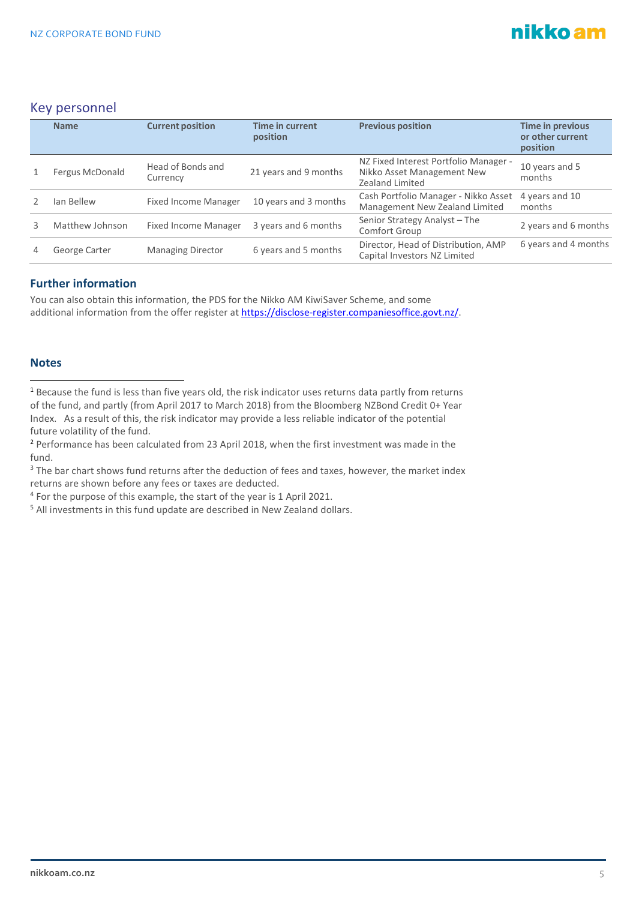## Key personnel

| | Name | Current position | Time in current position | Previous position | Time in previous or other current position |
|---|---|---|---|---|---|
| 1 | Fergus McDonald | Head of Bonds and Currency | 21 years and 9 months | NZ Fixed Interest Portfolio Manager - Nikko Asset Management New Zealand Limited | 10 years and 5 months |
| 2 | Ian Bellew | Fixed Income Manager | 10 years and 3 months | Cash Portfolio Manager - Nikko Asset Management New Zealand Limited | 4 years and 10 months |
| 3 | Matthew Johnson | Fixed Income Manager | 3 years and 6 months | Senior Strategy Analyst – The Comfort Group | 2 years and 6 months |
| 4 | George Carter | Managing Director | 6 years and 5 months | Director, Head of Distribution, AMP Capital Investors NZ Limited | 6 years and 4 months |

### Further information

You can also obtain this information, the PDS for the Nikko AM KiwiSaver Scheme, and some additional information from the offer register at https://disclose-register.companiesoffice.govt.nz/.

### Notes

[1] Because the fund is less than five years old, the risk indicator uses returns data partly from returns of the fund, and partly (from April 2017 to March 2018) from the Bloomberg NZBond Credit 0+ Year Index. As a result of this, the risk indicator may provide a less reliable indicator of the potential future volatility of the fund.

[2] Performance has been calculated from 23 April 2018, when the first investment was made in the fund.

[3] The bar chart shows fund returns after the deduction of fees and taxes, however, the market index returns are shown before any fees or taxes are deducted.

[4] For the purpose of this example, the start of the year is 1 April 2021.

[5] All investments in this fund update are described in New Zealand dollars.